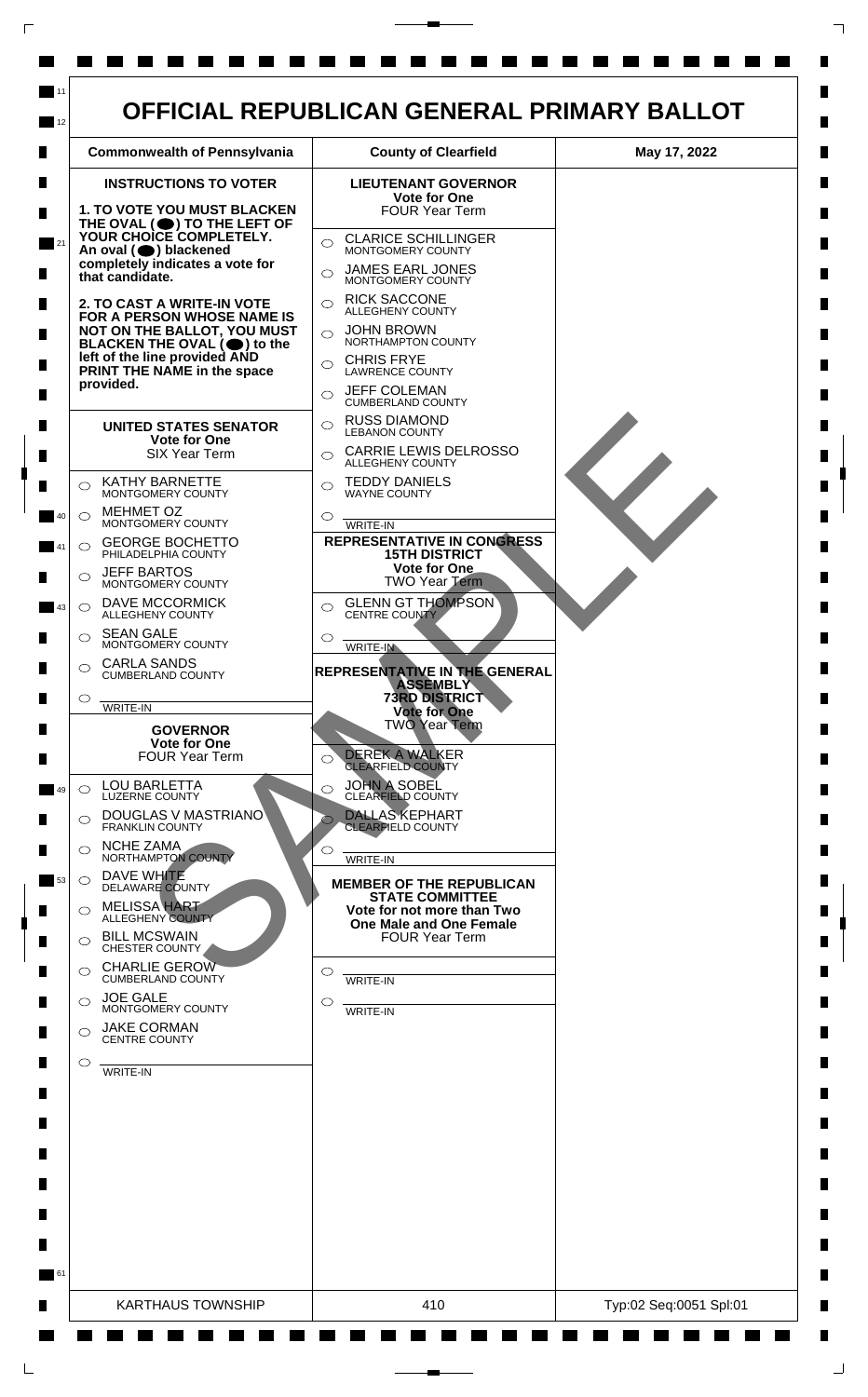# OFFICIAL REPUBLICAN GENERAL PRIMARY BALLOT

| Commonwealth of Pennsylvania | County of Clearfield | May 17, 2022 |
|---|---|---|

## INSTRUCTIONS TO VOTER

**1. TO VOTE YOU MUST BLACKEN THE OVAL (⬤) TO THE LEFT OF YOUR CHOICE COMPLETELY.** An oval (⬤) blackened completely indicates a vote for that candidate.

**2. TO CAST A WRITE-IN VOTE FOR A PERSON WHOSE NAME IS NOT ON THE BALLOT, YOU MUST BLACKEN THE OVAL (⬤) to the left of the line provided AND PRINT THE NAME in the space provided.**

## UNITED STATES SENATOR
**Vote for One**
SIX Year Term

- ◯ KATHY BARNETTE — MONTGOMERY COUNTY
- ◯ MEHMET OZ — MONTGOMERY COUNTY
- ◯ GEORGE BOCHETTO — PHILADELPHIA COUNTY
- ◯ JEFF BARTOS — MONTGOMERY COUNTY
- ◯ DAVE MCCORMICK — ALLEGHENY COUNTY
- ◯ SEAN GALE — MONTGOMERY COUNTY
- ◯ CARLA SANDS — CUMBERLAND COUNTY
- ◯ WRITE-IN

## GOVERNOR
**Vote for One**
FOUR Year Term

- ◯ LOU BARLETTA — LUZERNE COUNTY
- ◯ DOUGLAS V MASTRIANO — FRANKLIN COUNTY
- ◯ NCHE ZAMA — NORTHAMPTON COUNTY
- ◯ DAVE WHITE — DELAWARE COUNTY
- ◯ MELISSA HART — ALLEGHENY COUNTY
- ◯ BILL MCSWAIN — CHESTER COUNTY
- ◯ CHARLIE GEROW — CUMBERLAND COUNTY
- ◯ JOE GALE — MONTGOMERY COUNTY
- ◯ JAKE CORMAN — CENTRE COUNTY
- ◯ WRITE-IN

## LIEUTENANT GOVERNOR
**Vote for One**
FOUR Year Term

- ◯ CLARICE SCHILLINGER — MONTGOMERY COUNTY
- ◯ JAMES EARL JONES — MONTGOMERY COUNTY
- ◯ RICK SACCONE — ALLEGHENY COUNTY
- ◯ JOHN BROWN — NORTHAMPTON COUNTY
- ◯ CHRIS FRYE — LAWRENCE COUNTY
- ◯ JEFF COLEMAN — CUMBERLAND COUNTY
- ◯ RUSS DIAMOND — LEBANON COUNTY
- ◯ CARRIE LEWIS DELROSSO — ALLEGHENY COUNTY
- ◯ TEDDY DANIELS — WAYNE COUNTY
- ◯ WRITE-IN

## REPRESENTATIVE IN CONGRESS
**15TH DISTRICT**
**Vote for One**
TWO Year Term

- ◯ GLENN GT THOMPSON — CENTRE COUNTY
- ◯ WRITE-IN

## REPRESENTATIVE IN THE GENERAL ASSEMBLY
**73RD DISTRICT**
**Vote for One**
TWO Year Term

- ◯ DEREK A WALKER — CLEARFIELD COUNTY
- ◯ JOHN A SOBEL — CLEARFIELD COUNTY
- ◯ DALLAS KEPHART — CLEARFIELD COUNTY
- ◯ WRITE-IN

## MEMBER OF THE REPUBLICAN STATE COMMITTEE
**Vote for not more than Two**
**One Male and One Female**
FOUR Year Term

- ◯ WRITE-IN
- ◯ WRITE-IN

SAMPLE

| KARTHAUS TOWNSHIP | 410 | Typ:02 Seq:0051 Spl:01 |
|---|---|---|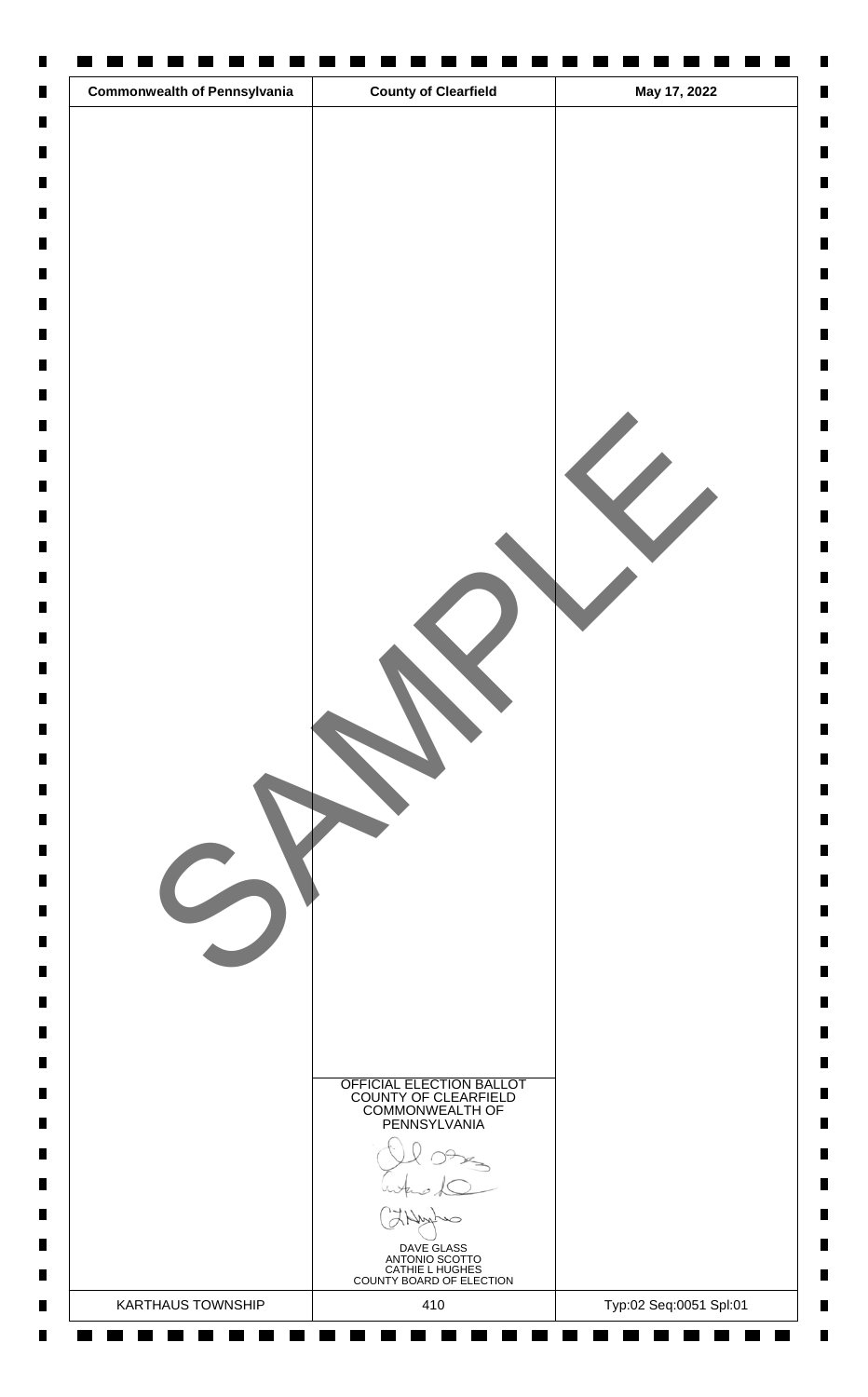| Commonwealth of Pennsylvania | County of Clearfield | May 17, 2022 |
| --- | --- | --- |

SAMPLE

OFFICIAL ELECTION BALLOT
COUNTY OF CLEARFIELD
COMMONWEALTH OF
PENNSYLVANIA

DAVE GLASS
ANTONIO SCOTTO
CATHIE L HUGHES
COUNTY BOARD OF ELECTION

| KARTHAUS TOWNSHIP | 410 | Typ:02 Seq:0051 Spl:01 |
| --- | --- | --- |